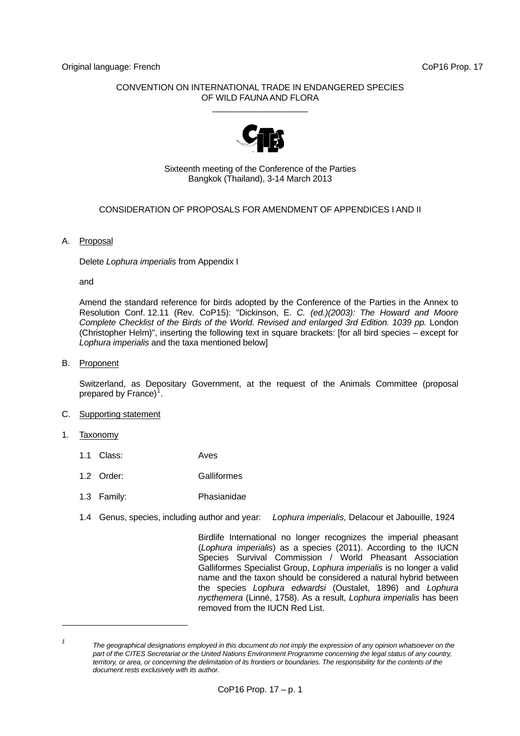Original language: French CoP16 Prop. 17

CONVENTION ON INTERNATIONAL TRADE IN ENDANGERED SPECIES OF WILD FAUNA AND FLORA

____________________

Sixteenth meeting of the Conference of the Parties
Bangkok (Thailand), 3-14 March 2013

CONSIDERATION OF PROPOSALS FOR AMENDMENT OF APPENDICES I AND II

A. Proposal

Delete *Lophura imperialis* from Appendix I

and

Amend the standard reference for birds adopted by the Conference of the Parties in the Annex to Resolution Conf. 12.11 (Rev. CoP15): "Dickinson, E. *C. (ed.)(2003): The Howard and Moore Complete Checklist of the Birds of the World. Revised and enlarged 3rd Edition. 1039 pp.* London (Christopher Helm)", inserting the following text in square brackets: [for all bird species – except for *Lophura imperialis* and the taxa mentioned below]

B. Proponent

Switzerland, as Depositary Government, at the request of the Animals Committee (proposal prepared by France)[1].

C. Supporting statement

1. Taxonomy

1.1 Class: Aves

1.2 Order: Galliformes

1.3 Family: Phasianidae

1.4 Genus, species, including author and year: *Lophura imperialis,* Delacour et Jabouille, 1924

Birdlife International no longer recognizes the imperial pheasant (*Lophura imperialis*) as a species (2011). According to the IUCN Species Survival Commission / World Pheasant Association Galliformes Specialist Group, *Lophura imperialis* is no longer a valid name and the taxon should be considered a natural hybrid between the species *Lophura edwardsi* (Oustalet, 1896) and *Lophura nycthemera* (Linné, 1758). As a result, *Lophura imperialis* has been removed from the IUCN Red List.

---

[1] *The geographical designations employed in this document do not imply the expression of any opinion whatsoever on the part of the CITES Secretariat or the United Nations Environment Programme concerning the legal status of any country, territory, or area, or concerning the delimitation of its frontiers or boundaries. The responsibility for the contents of the document rests exclusively with its author.*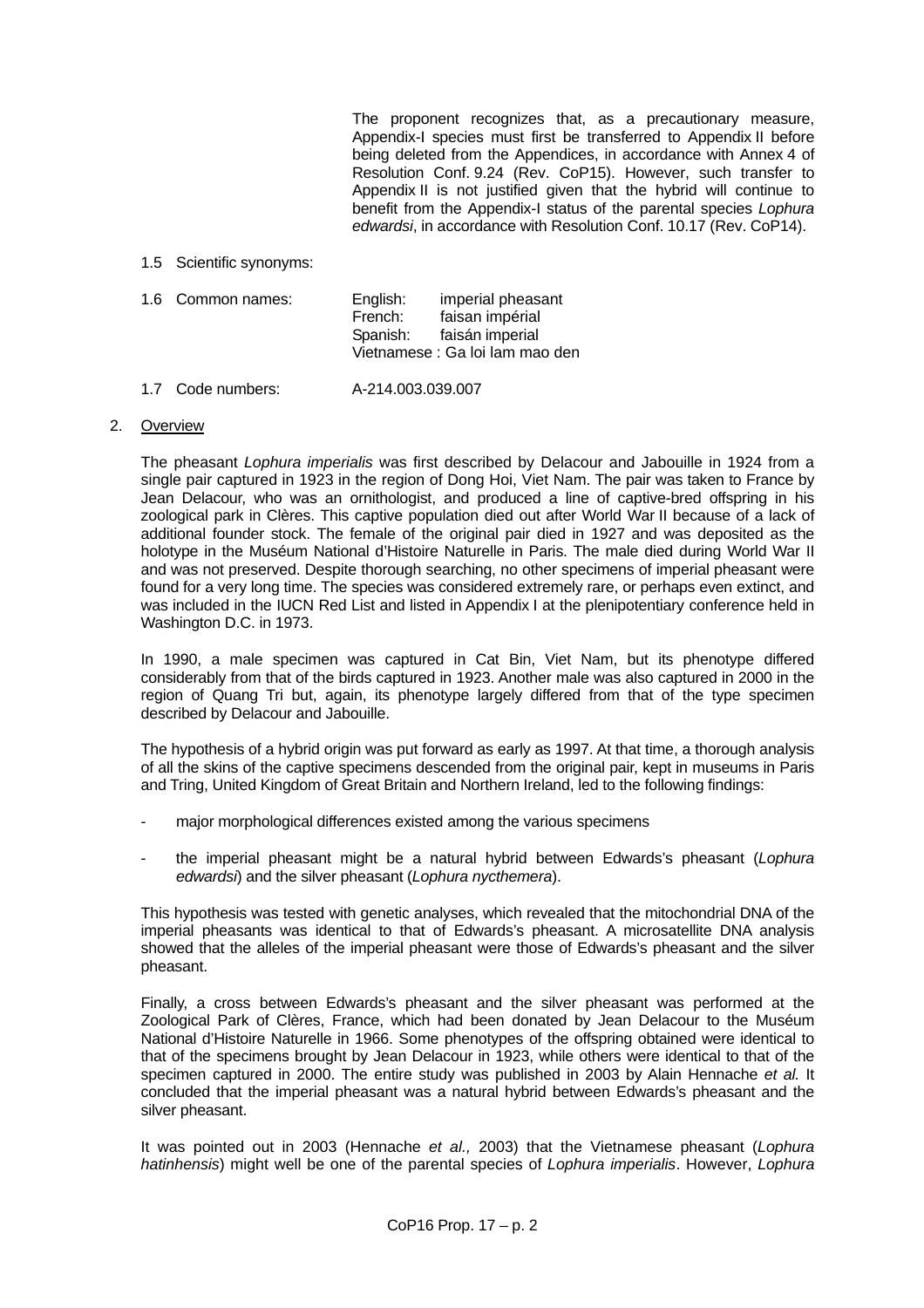The proponent recognizes that, as a precautionary measure, Appendix-I species must first be transferred to Appendix II before being deleted from the Appendices, in accordance with Annex 4 of Resolution Conf. 9.24 (Rev. CoP15). However, such transfer to Appendix II is not justified given that the hybrid will continue to benefit from the Appendix-I status of the parental species *Lophura edwardsi*, in accordance with Resolution Conf. 10.17 (Rev. CoP14).

1.5 Scientific synonyms:

1.6 Common names: English: imperial pheasant
French: faisan impérial
Spanish: faisán imperial
Vietnamese : Ga loi lam mao den

1.7 Code numbers: A-214.003.039.007

2. Overview

The pheasant *Lophura imperialis* was first described by Delacour and Jabouille in 1924 from a single pair captured in 1923 in the region of Dong Hoi, Viet Nam. The pair was taken to France by Jean Delacour, who was an ornithologist, and produced a line of captive-bred offspring in his zoological park in Clères. This captive population died out after World War II because of a lack of additional founder stock. The female of the original pair died in 1927 and was deposited as the holotype in the Muséum National d'Histoire Naturelle in Paris. The male died during World War II and was not preserved. Despite thorough searching, no other specimens of imperial pheasant were found for a very long time. The species was considered extremely rare, or perhaps even extinct, and was included in the IUCN Red List and listed in Appendix I at the plenipotentiary conference held in Washington D.C. in 1973.

In 1990, a male specimen was captured in Cat Bin, Viet Nam, but its phenotype differed considerably from that of the birds captured in 1923. Another male was also captured in 2000 in the region of Quang Tri but, again, its phenotype largely differed from that of the type specimen described by Delacour and Jabouille.

The hypothesis of a hybrid origin was put forward as early as 1997. At that time, a thorough analysis of all the skins of the captive specimens descended from the original pair, kept in museums in Paris and Tring, United Kingdom of Great Britain and Northern Ireland, led to the following findings:

- major morphological differences existed among the various specimens
- the imperial pheasant might be a natural hybrid between Edwards's pheasant (*Lophura edwardsi*) and the silver pheasant (*Lophura nycthemera*).

This hypothesis was tested with genetic analyses, which revealed that the mitochondrial DNA of the imperial pheasants was identical to that of Edwards's pheasant. A microsatellite DNA analysis showed that the alleles of the imperial pheasant were those of Edwards's pheasant and the silver pheasant.

Finally, a cross between Edwards's pheasant and the silver pheasant was performed at the Zoological Park of Clères, France, which had been donated by Jean Delacour to the Muséum National d'Histoire Naturelle in 1966. Some phenotypes of the offspring obtained were identical to that of the specimens brought by Jean Delacour in 1923, while others were identical to that of the specimen captured in 2000. The entire study was published in 2003 by Alain Hennache *et al.* It concluded that the imperial pheasant was a natural hybrid between Edwards's pheasant and the silver pheasant.

It was pointed out in 2003 (Hennache *et al.,* 2003) that the Vietnamese pheasant (*Lophura hatinhensis*) might well be one of the parental species of *Lophura imperialis*. However, *Lophura*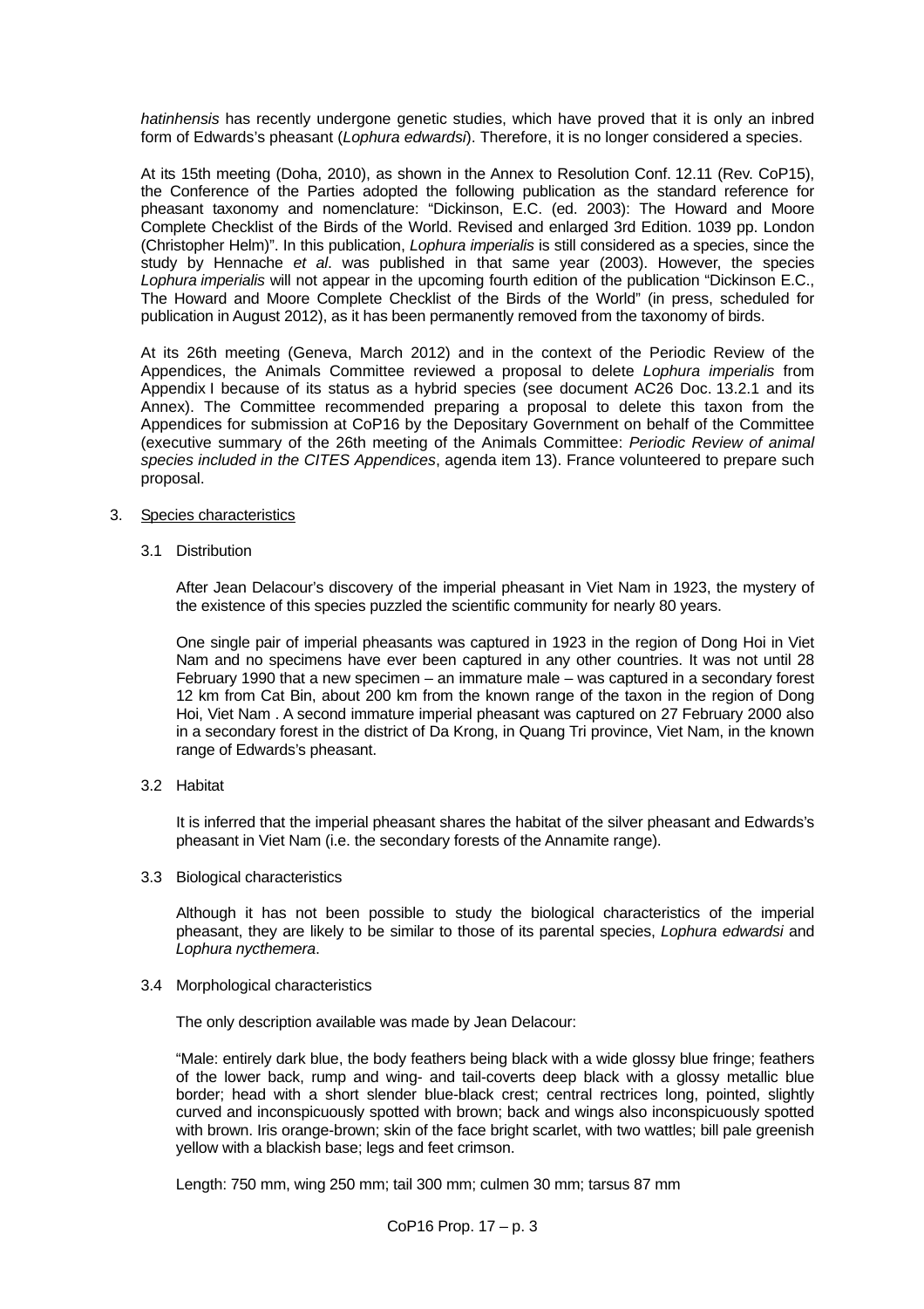*hatinhensis* has recently undergone genetic studies, which have proved that it is only an inbred form of Edwards's pheasant (*Lophura edwardsi*). Therefore, it is no longer considered a species.

At its 15th meeting (Doha, 2010), as shown in the Annex to Resolution Conf. 12.11 (Rev. CoP15), the Conference of the Parties adopted the following publication as the standard reference for pheasant taxonomy and nomenclature: "Dickinson, E.C. (ed. 2003): The Howard and Moore Complete Checklist of the Birds of the World. Revised and enlarged 3rd Edition. 1039 pp. London (Christopher Helm)". In this publication, *Lophura imperialis* is still considered as a species, since the study by Hennache *et al*. was published in that same year (2003). However, the species *Lophura imperialis* will not appear in the upcoming fourth edition of the publication "Dickinson E.C., The Howard and Moore Complete Checklist of the Birds of the World" (in press, scheduled for publication in August 2012), as it has been permanently removed from the taxonomy of birds.

At its 26th meeting (Geneva, March 2012) and in the context of the Periodic Review of the Appendices, the Animals Committee reviewed a proposal to delete *Lophura imperialis* from Appendix I because of its status as a hybrid species (see document AC26 Doc. 13.2.1 and its Annex). The Committee recommended preparing a proposal to delete this taxon from the Appendices for submission at CoP16 by the Depositary Government on behalf of the Committee (executive summary of the 26th meeting of the Animals Committee: *Periodic Review of animal species included in the CITES Appendices*, agenda item 13). France volunteered to prepare such proposal.

3. Species characteristics

3.1 Distribution

After Jean Delacour's discovery of the imperial pheasant in Viet Nam in 1923, the mystery of the existence of this species puzzled the scientific community for nearly 80 years.

One single pair of imperial pheasants was captured in 1923 in the region of Dong Hoi in Viet Nam and no specimens have ever been captured in any other countries. It was not until 28 February 1990 that a new specimen – an immature male – was captured in a secondary forest 12 km from Cat Bin, about 200 km from the known range of the taxon in the region of Dong Hoi, Viet Nam . A second immature imperial pheasant was captured on 27 February 2000 also in a secondary forest in the district of Da Krong, in Quang Tri province, Viet Nam, in the known range of Edwards's pheasant.

3.2 Habitat

It is inferred that the imperial pheasant shares the habitat of the silver pheasant and Edwards's pheasant in Viet Nam (i.e. the secondary forests of the Annamite range).

3.3 Biological characteristics

Although it has not been possible to study the biological characteristics of the imperial pheasant, they are likely to be similar to those of its parental species, *Lophura edwardsi* and *Lophura nycthemera*.

3.4 Morphological characteristics

The only description available was made by Jean Delacour:

"Male: entirely dark blue, the body feathers being black with a wide glossy blue fringe; feathers of the lower back, rump and wing- and tail-coverts deep black with a glossy metallic blue border; head with a short slender blue-black crest; central rectrices long, pointed, slightly curved and inconspicuously spotted with brown; back and wings also inconspicuously spotted with brown. Iris orange-brown; skin of the face bright scarlet, with two wattles; bill pale greenish yellow with a blackish base; legs and feet crimson.

Length: 750 mm, wing 250 mm; tail 300 mm; culmen 30 mm; tarsus 87 mm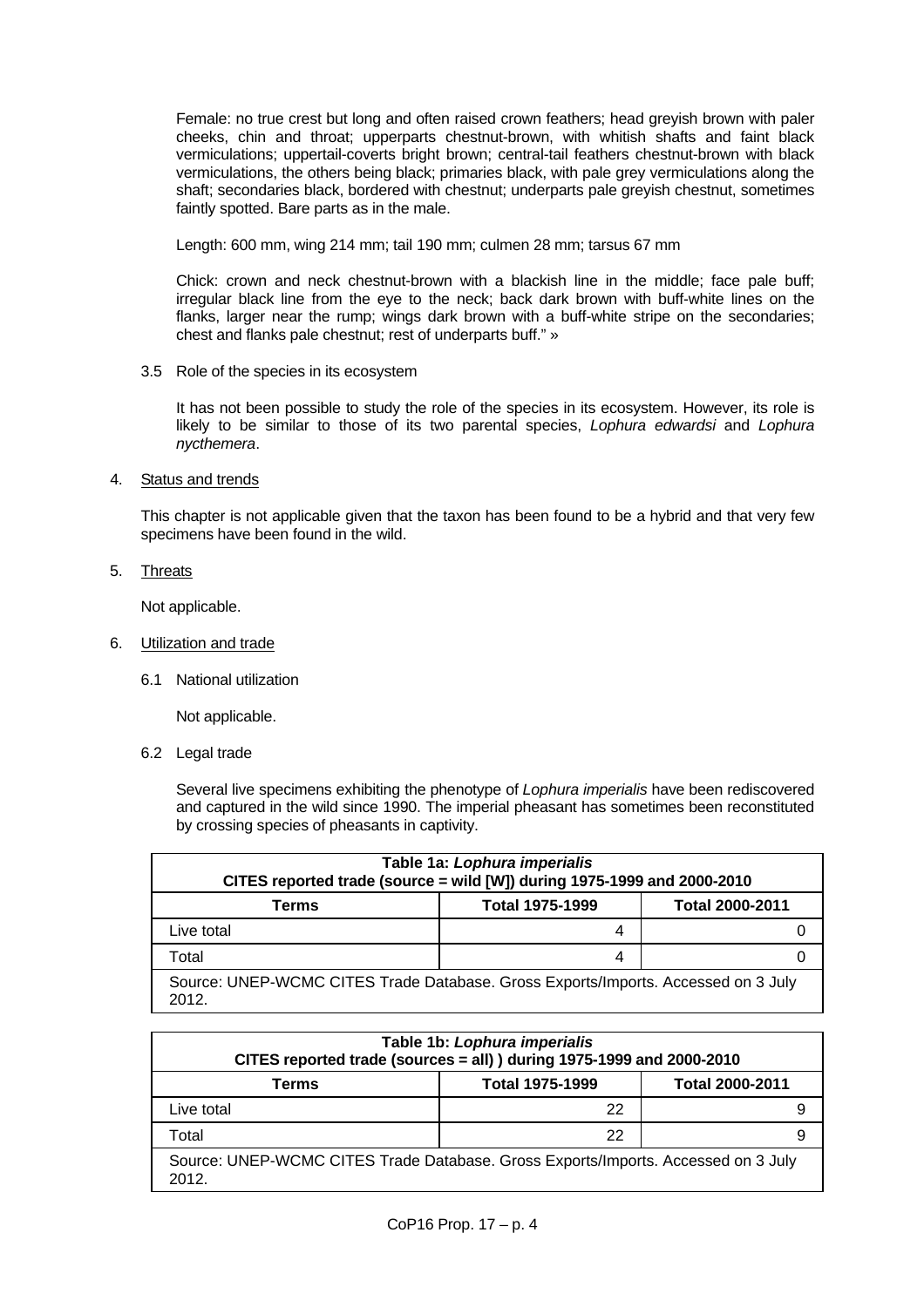Female: no true crest but long and often raised crown feathers; head greyish brown with paler cheeks, chin and throat; upperparts chestnut-brown, with whitish shafts and faint black vermiculations; uppertail-coverts bright brown; central-tail feathers chestnut-brown with black vermiculations, the others being black; primaries black, with pale grey vermiculations along the shaft; secondaries black, bordered with chestnut; underparts pale greyish chestnut, sometimes faintly spotted. Bare parts as in the male.

Length: 600 mm, wing 214 mm; tail 190 mm; culmen 28 mm; tarsus 67 mm

Chick: crown and neck chestnut-brown with a blackish line in the middle; face pale buff; irregular black line from the eye to the neck; back dark brown with buff-white lines on the flanks, larger near the rump; wings dark brown with a buff-white stripe on the secondaries; chest and flanks pale chestnut; rest of underparts buff." »

3.5 Role of the species in its ecosystem

It has not been possible to study the role of the species in its ecosystem. However, its role is likely to be similar to those of its two parental species, *Lophura edwardsi* and *Lophura nycthemera*.

4. Status and trends

This chapter is not applicable given that the taxon has been found to be a hybrid and that very few specimens have been found in the wild.

5. Threats

Not applicable.

6. Utilization and trade

6.1 National utilization

Not applicable.

6.2 Legal trade

Several live specimens exhibiting the phenotype of *Lophura imperialis* have been rediscovered and captured in the wild since 1990. The imperial pheasant has sometimes been reconstituted by crossing species of pheasants in captivity.

| **Table 1a: *Lophura imperialis* CITES reported trade (source = wild [W]) during 1975-1999 and 2000-2010** | | |
|---|---|---|
| **Terms** | **Total 1975-1999** | **Total 2000-2011** |
| Live total | 4 | 0 |
| Total | 4 | 0 |
| Source: UNEP-WCMC CITES Trade Database. Gross Exports/Imports. Accessed on 3 July 2012. | | |

| **Table 1b: *Lophura imperialis* CITES reported trade (sources = all) ) during 1975-1999 and 2000-2010** | | |
|---|---|---|
| **Terms** | **Total 1975-1999** | **Total 2000-2011** |
| Live total | 22 | 9 |
| Total | 22 | 9 |
| Source: UNEP-WCMC CITES Trade Database. Gross Exports/Imports. Accessed on 3 July 2012. | | |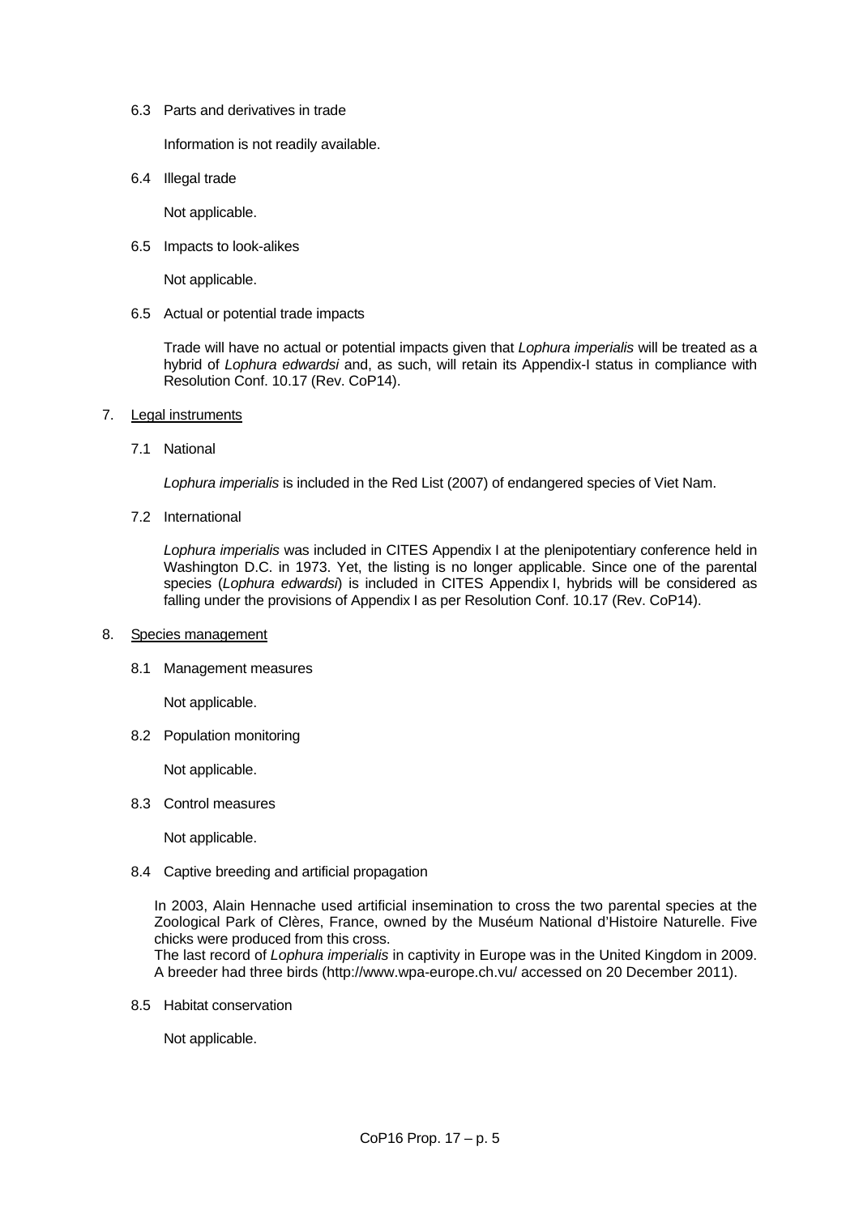6.3 Parts and derivatives in trade

Information is not readily available.

6.4 Illegal trade

Not applicable.

6.5 Impacts to look-alikes

Not applicable.

6.5 Actual or potential trade impacts

Trade will have no actual or potential impacts given that *Lophura imperialis* will be treated as a hybrid of *Lophura edwardsi* and, as such, will retain its Appendix-I status in compliance with Resolution Conf. 10.17 (Rev. CoP14).

7. Legal instruments

7.1 National

*Lophura imperialis* is included in the Red List (2007) of endangered species of Viet Nam.

7.2 International

*Lophura imperialis* was included in CITES Appendix I at the plenipotentiary conference held in Washington D.C. in 1973. Yet, the listing is no longer applicable. Since one of the parental species (*Lophura edwardsi*) is included in CITES Appendix I, hybrids will be considered as falling under the provisions of Appendix I as per Resolution Conf. 10.17 (Rev. CoP14).

8. Species management

8.1 Management measures

Not applicable.

8.2 Population monitoring

Not applicable.

8.3 Control measures

Not applicable.

8.4 Captive breeding and artificial propagation

In 2003, Alain Hennache used artificial insemination to cross the two parental species at the Zoological Park of Clères, France, owned by the Muséum National d'Histoire Naturelle. Five chicks were produced from this cross.
The last record of *Lophura imperialis* in captivity in Europe was in the United Kingdom in 2009. A breeder had three birds (http://www.wpa-europe.ch.vu/ accessed on 20 December 2011).

8.5 Habitat conservation

Not applicable.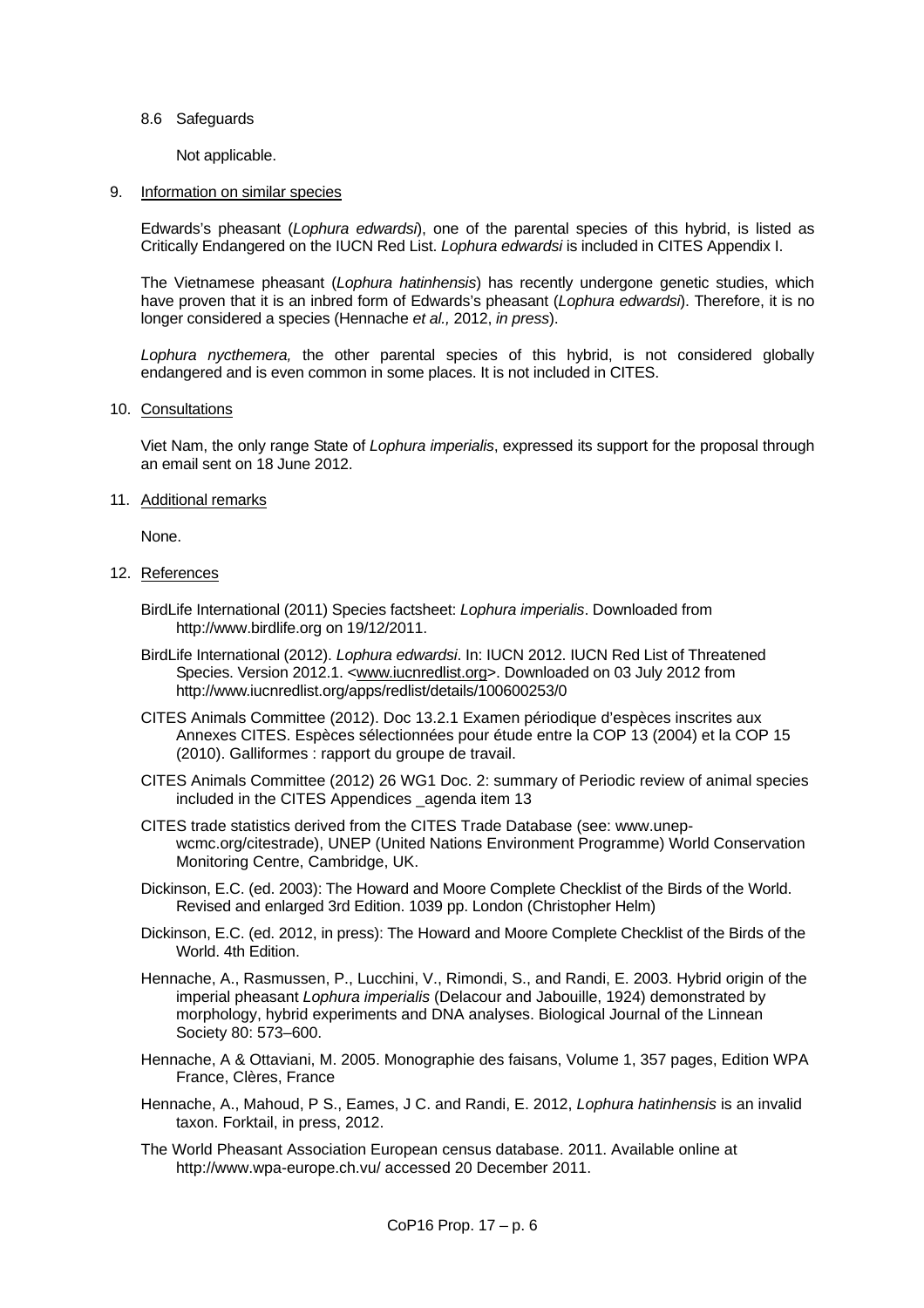8.6 Safeguards

Not applicable.

9. Information on similar species

Edwards's pheasant (*Lophura edwardsi*), one of the parental species of this hybrid, is listed as Critically Endangered on the IUCN Red List. *Lophura edwardsi* is included in CITES Appendix I.

The Vietnamese pheasant (*Lophura hatinhensis*) has recently undergone genetic studies, which have proven that it is an inbred form of Edwards's pheasant (*Lophura edwardsi*). Therefore, it is no longer considered a species (Hennache *et al.,* 2012, *in press*).

*Lophura nycthemera,* the other parental species of this hybrid, is not considered globally endangered and is even common in some places. It is not included in CITES.

10. Consultations

Viet Nam, the only range State of *Lophura imperialis*, expressed its support for the proposal through an email sent on 18 June 2012.

11. Additional remarks

None.

12. References

BirdLife International (2011) Species factsheet: *Lophura imperialis*. Downloaded from http://www.birdlife.org on 19/12/2011.

BirdLife International (2012). *Lophura edwardsi*. In: IUCN 2012. IUCN Red List of Threatened Species. Version 2012.1. <www.iucnredlist.org>. Downloaded on 03 July 2012 from http://www.iucnredlist.org/apps/redlist/details/100600253/0

CITES Animals Committee (2012). Doc 13.2.1 Examen périodique d'espèces inscrites aux Annexes CITES. Espèces sélectionnées pour étude entre la COP 13 (2004) et la COP 15 (2010). Galliformes : rapport du groupe de travail.

CITES Animals Committee (2012) 26 WG1 Doc. 2: summary of Periodic review of animal species included in the CITES Appendices _agenda item 13

CITES trade statistics derived from the CITES Trade Database (see: www.unep-wcmc.org/citestrade), UNEP (United Nations Environment Programme) World Conservation Monitoring Centre, Cambridge, UK.

Dickinson, E.C. (ed. 2003): The Howard and Moore Complete Checklist of the Birds of the World. Revised and enlarged 3rd Edition. 1039 pp. London (Christopher Helm)

Dickinson, E.C. (ed. 2012, in press): The Howard and Moore Complete Checklist of the Birds of the World. 4th Edition.

Hennache, A., Rasmussen, P., Lucchini, V., Rimondi, S., and Randi, E. 2003. Hybrid origin of the imperial pheasant *Lophura imperialis* (Delacour and Jabouille, 1924) demonstrated by morphology, hybrid experiments and DNA analyses. Biological Journal of the Linnean Society 80: 573–600.

Hennache, A & Ottaviani, M. 2005. Monographie des faisans, Volume 1, 357 pages, Edition WPA France, Clères, France

Hennache, A., Mahoud, P S., Eames, J C. and Randi, E. 2012, *Lophura hatinhensis* is an invalid taxon. Forktail, in press, 2012.

The World Pheasant Association European census database. 2011. Available online at http://www.wpa-europe.ch.vu/ accessed 20 December 2011.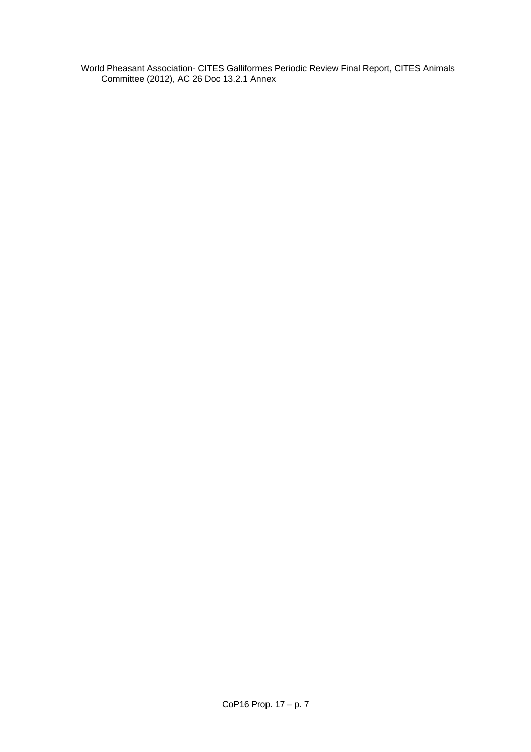World Pheasant Association- CITES Galliformes Periodic Review Final Report, CITES Animals Committee (2012), AC 26 Doc 13.2.1 Annex